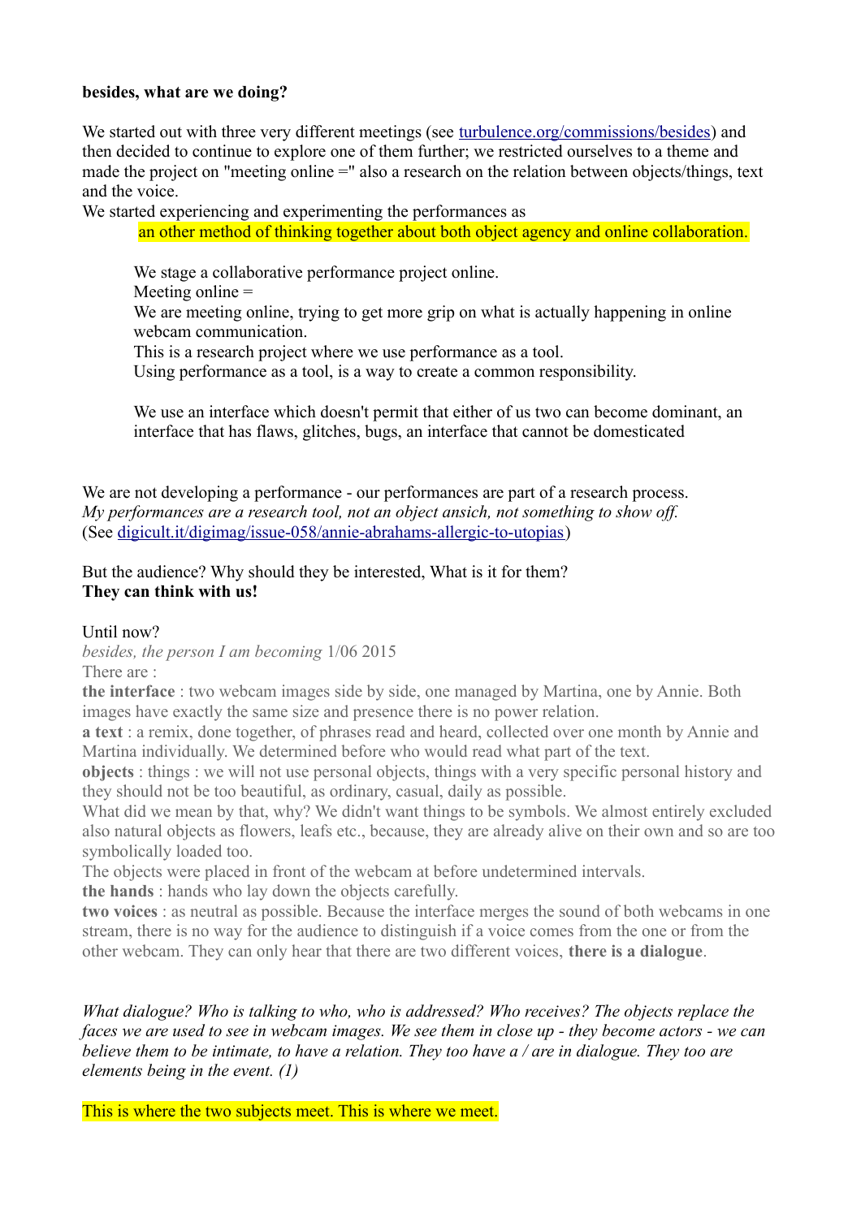**besides, what are we doing?**

We started out with three very different meetings (see [turbulence.org/commissions/besides](turbulence.org/commissions/besides)) and then decided to continue to explore one of them further; we restricted ourselves to a theme and made the project on "meeting online =" also a research on the relation between objects/things, text and the voice.
We started experiencing and experimenting the performances as

> an other method of thinking together about both object agency and online collaboration.
>
> We stage a collaborative performance project online.
> Meeting online =
> We are meeting online, trying to get more grip on what is actually happening in online webcam communication.
> This is a research project where we use performance as a tool.
> Using performance as a tool, is a way to create a common responsibility.
>
> We use an interface which doesn't permit that either of us two can become dominant, an interface that has flaws, glitches, bugs, an interface that cannot be domesticated

We are not developing a performance - our performances are part of a research process.
*My performances are a research tool, not an object ansich, not something to show off.*
(See [digicult.it/digimag/issue-058/annie-abrahams-allergic-to-utopias](digicult.it/digimag/issue-058/annie-abrahams-allergic-to-utopias))

But the audience? Why should they be interested, What is it for them?
**They can think with us!**

Until now?
*besides, the person I am becoming* 1/06 2015
There are :
**the interface** : two webcam images side by side, one managed by Martina, one by Annie. Both images have exactly the same size and presence there is no power relation.
**a text** : a remix, done together, of phrases read and heard, collected over one month by Annie and Martina individually. We determined before who would read what part of the text.
**objects** : things : we will not use personal objects, things with a very specific personal history and they should not be too beautiful, as ordinary, casual, daily as possible.
What did we mean by that, why? We didn't want things to be symbols. We almost entirely excluded also natural objects as flowers, leafs etc., because, they are already alive on their own and so are too symbolically loaded too.
The objects were placed in front of the webcam at before undetermined intervals.
**the hands** : hands who lay down the objects carefully.
**two voices** : as neutral as possible. Because the interface merges the sound of both webcams in one stream, there is no way for the audience to distinguish if a voice comes from the one or from the other webcam. They can only hear that there are two different voices, **there is a dialogue**.

*What dialogue? Who is talking to who, who is addressed? Who receives? The objects replace the faces we are used to see in webcam images. We see them in close up - they become actors - we can believe them to be intimate, to have a relation. They too have a / are in dialogue. They too are elements being in the event. (1)*

This is where the two subjects meet. This is where we meet.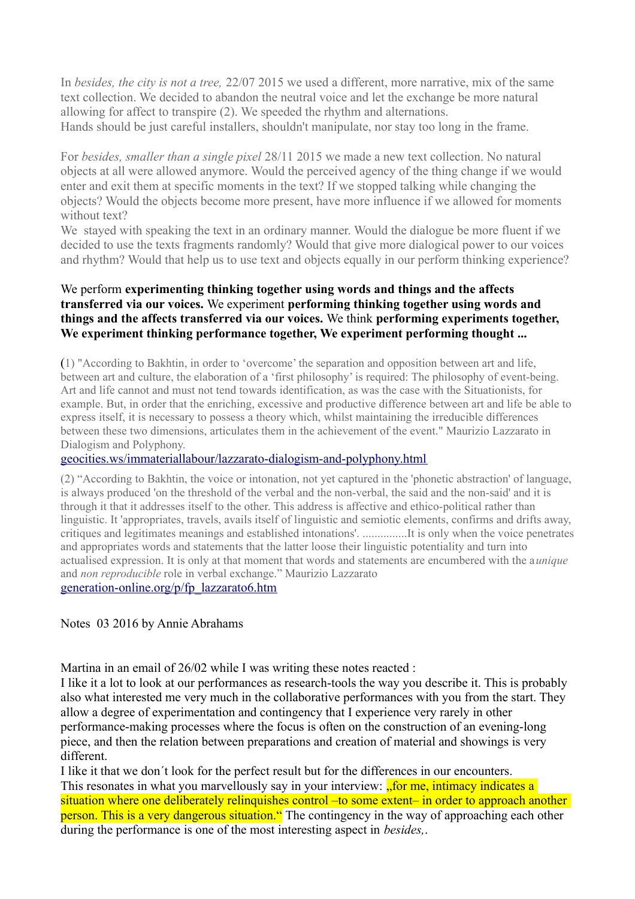In *besides, the city is not a tree,* 22/07 2015 we used a different, more narrative, mix of the same text collection. We decided to abandon the neutral voice and let the exchange be more natural allowing for affect to transpire (2). We speeded the rhythm and alternations.
Hands should be just careful installers, shouldn't manipulate, nor stay too long in the frame.

For *besides, smaller than a single pixel* 28/11 2015 we made a new text collection. No natural objects at all were allowed anymore. Would the perceived agency of the thing change if we would enter and exit them at specific moments in the text? If we stopped talking while changing the objects? Would the objects become more present, have more influence if we allowed for moments without text?
We stayed with speaking the text in an ordinary manner. Would the dialogue be more fluent if we decided to use the texts fragments randomly? Would that give more dialogical power to our voices and rhythm? Would that help us to use text and objects equally in our perform thinking experience?

We perform **experimenting thinking together using words and things and the affects transferred via our voices.** We experiment **performing thinking together using words and things and the affects transferred via our voices.** We think **performing experiments together, We experiment thinking performance together, We experiment performing thought ...**

(1) "According to Bakhtin, in order to 'overcome' the separation and opposition between art and life, between art and culture, the elaboration of a 'first philosophy' is required: The philosophy of event-being. Art and life cannot and must not tend towards identification, as was the case with the Situationists, for example. But, in order that the enriching, excessive and productive difference between art and life be able to express itself, it is necessary to possess a theory which, whilst maintaining the irreducible differences between these two dimensions, articulates them in the achievement of the event." Maurizio Lazzarato in Dialogism and Polyphony.
geocities.ws/immateriallabour/lazzarato-dialogism-and-polyphony.html

(2) "According to Bakhtin, the voice or intonation, not yet captured in the 'phonetic abstraction' of language, is always produced 'on the threshold of the verbal and the non-verbal, the said and the non-said' and it is through it that it addresses itself to the other. This address is affective and ethico-political rather than linguistic. It 'appropriates, travels, avails itself of linguistic and semiotic elements, confirms and drifts away, critiques and legitimates meanings and established intonations'. ...............It is only when the voice penetrates and appropriates words and statements that the latter loose their linguistic potentiality and turn into actualised expression. It is only at that moment that words and statements are encumbered with the a *unique* and *non reproducible* role in verbal exchange." Maurizio Lazzarato
generation-online.org/p/fp_lazzarato6.htm

Notes 03 2016 by Annie Abrahams

Martina in an email of 26/02 while I was writing these notes reacted :
I like it a lot to look at our performances as research-tools the way you describe it. This is probably also what interested me very much in the collaborative performances with you from the start. They allow a degree of experimentation and contingency that I experience very rarely in other performance-making processes where the focus is often on the construction of an evening-long piece, and then the relation between preparations and creation of material and showings is very different.
I like it that we don´t look for the perfect result but for the differences in our encounters.
This resonates in what you marvellously say in your interview: „for me, intimacy indicates a situation where one deliberately relinquishes control –to some extent– in order to approach another person. This is a very dangerous situation." The contingency in the way of approaching each other during the performance is one of the most interesting aspect in *besides,*.